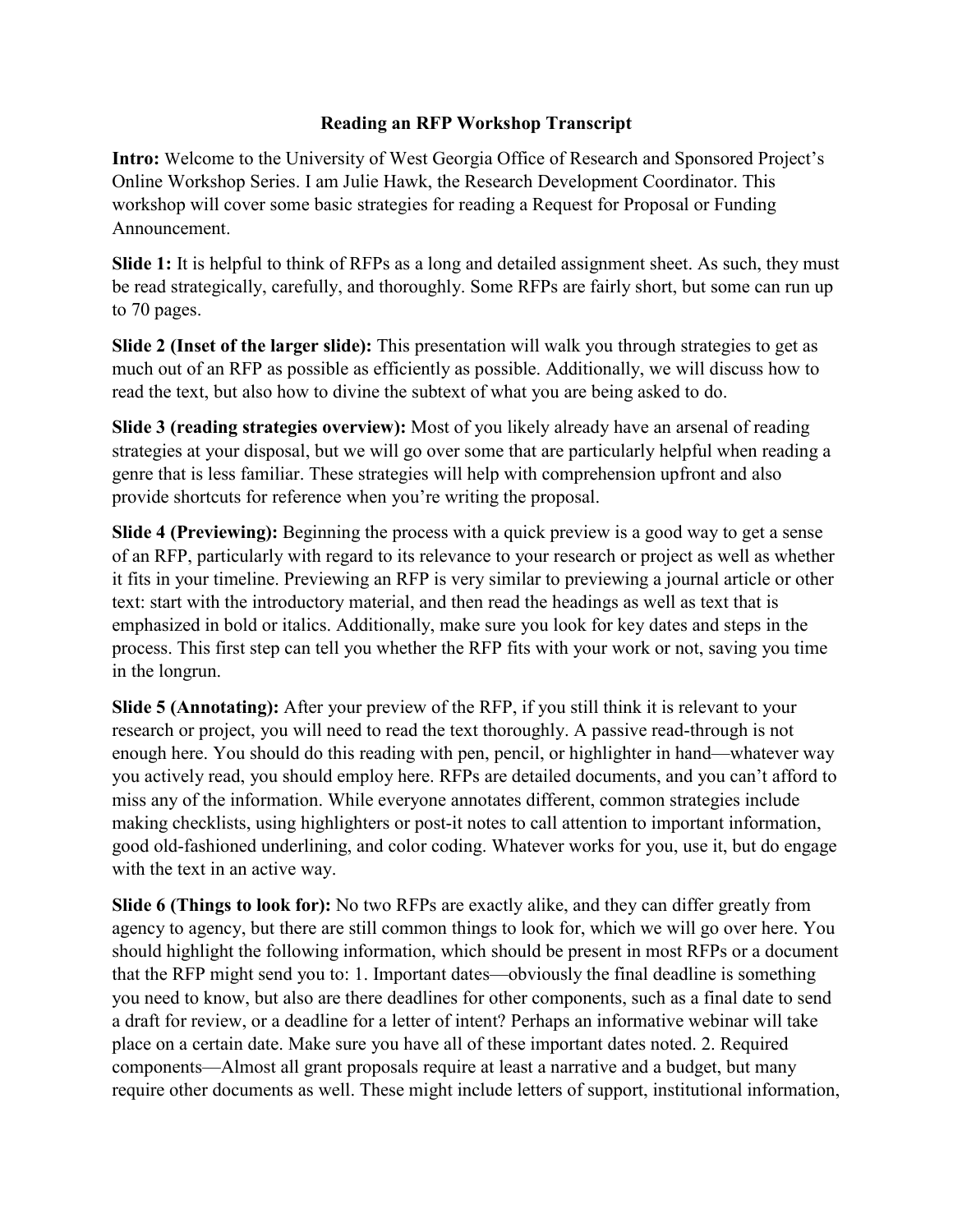# Reading an RFP Workshop Transcript

**Intro:** Welcome to the University of West Georgia Office of Research and Sponsored Project's Online Workshop Series. I am Julie Hawk, the Research Development Coordinator. This workshop will cover some basic strategies for reading a Request for Proposal or Funding Announcement.

**Slide 1:** It is helpful to think of RFPs as a long and detailed assignment sheet. As such, they must be read strategically, carefully, and thoroughly. Some RFPs are fairly short, but some can run up to 70 pages.

**Slide 2 (Inset of the larger slide):** This presentation will walk you through strategies to get as much out of an RFP as possible as efficiently as possible. Additionally, we will discuss how to read the text, but also how to divine the subtext of what you are being asked to do.

**Slide 3 (reading strategies overview):** Most of you likely already have an arsenal of reading strategies at your disposal, but we will go over some that are particularly helpful when reading a genre that is less familiar. These strategies will help with comprehension upfront and also provide shortcuts for reference when you're writing the proposal.

**Slide 4 (Previewing):** Beginning the process with a quick preview is a good way to get a sense of an RFP, particularly with regard to its relevance to your research or project as well as whether it fits in your timeline. Previewing an RFP is very similar to previewing a journal article or other text: start with the introductory material, and then read the headings as well as text that is emphasized in bold or italics. Additionally, make sure you look for key dates and steps in the process. This first step can tell you whether the RFP fits with your work or not, saving you time in the longrun.

**Slide 5 (Annotating):** After your preview of the RFP, if you still think it is relevant to your research or project, you will need to read the text thoroughly. A passive read-through is not enough here. You should do this reading with pen, pencil, or highlighter in hand—whatever way you actively read, you should employ here. RFPs are detailed documents, and you can't afford to miss any of the information. While everyone annotates different, common strategies include making checklists, using highlighters or post-it notes to call attention to important information, good old-fashioned underlining, and color coding. Whatever works for you, use it, but do engage with the text in an active way.

**Slide 6 (Things to look for):** No two RFPs are exactly alike, and they can differ greatly from agency to agency, but there are still common things to look for, which we will go over here. You should highlight the following information, which should be present in most RFPs or a document that the RFP might send you to: 1. Important dates—obviously the final deadline is something you need to know, but also are there deadlines for other components, such as a final date to send a draft for review, or a deadline for a letter of intent? Perhaps an informative webinar will take place on a certain date. Make sure you have all of these important dates noted. 2. Required components—Almost all grant proposals require at least a narrative and a budget, but many require other documents as well. These might include letters of support, institutional information,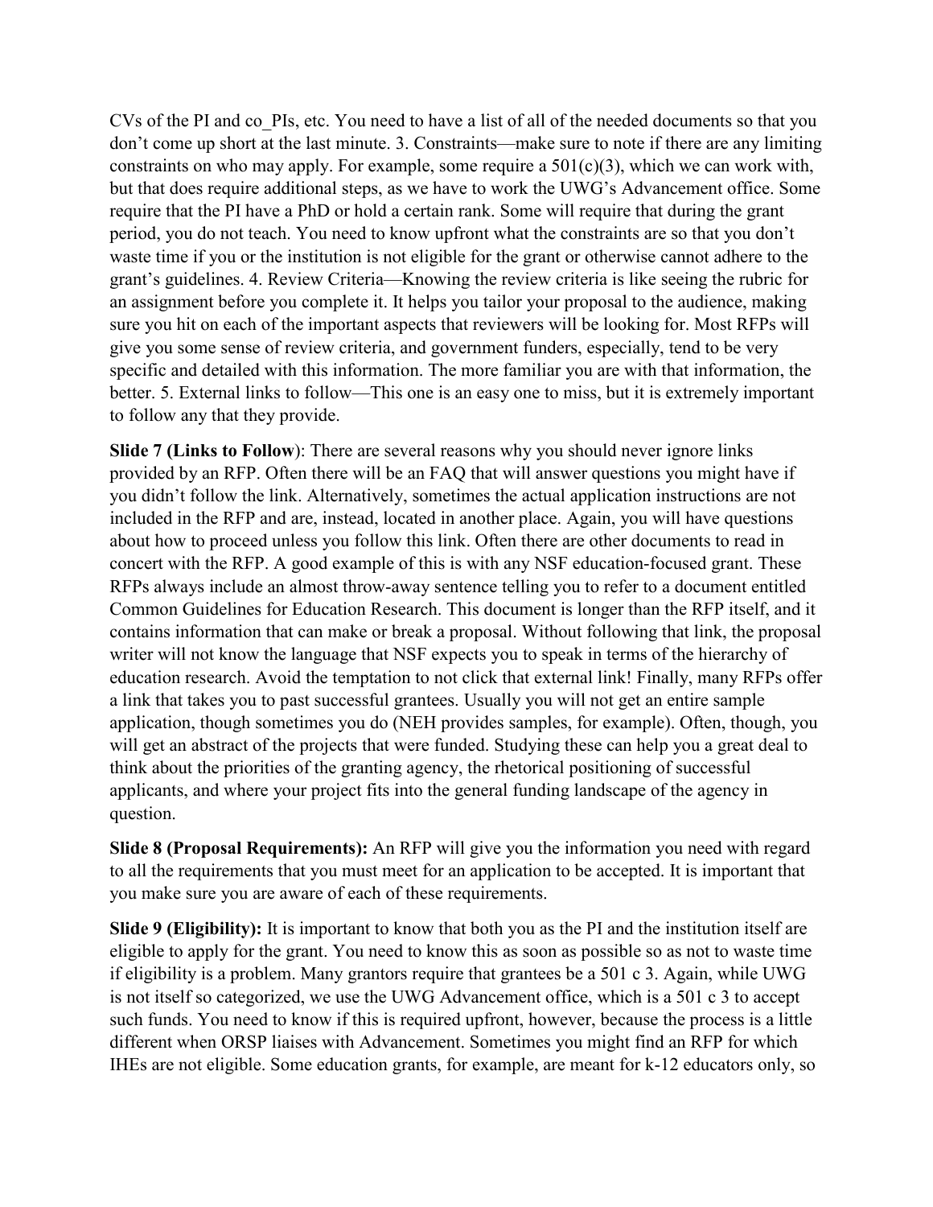CVs of the PI and co_PIs, etc. You need to have a list of all of the needed documents so that you don't come up short at the last minute. 3. Constraints—make sure to note if there are any limiting constraints on who may apply. For example, some require a 501(c)(3), which we can work with, but that does require additional steps, as we have to work the UWG's Advancement office. Some require that the PI have a PhD or hold a certain rank. Some will require that during the grant period, you do not teach. You need to know upfront what the constraints are so that you don't waste time if you or the institution is not eligible for the grant or otherwise cannot adhere to the grant's guidelines. 4. Review Criteria—Knowing the review criteria is like seeing the rubric for an assignment before you complete it. It helps you tailor your proposal to the audience, making sure you hit on each of the important aspects that reviewers will be looking for. Most RFPs will give you some sense of review criteria, and government funders, especially, tend to be very specific and detailed with this information. The more familiar you are with that information, the better. 5. External links to follow—This one is an easy one to miss, but it is extremely important to follow any that they provide.

**Slide 7 (Links to Follow)**: There are several reasons why you should never ignore links provided by an RFP. Often there will be an FAQ that will answer questions you might have if you didn't follow the link. Alternatively, sometimes the actual application instructions are not included in the RFP and are, instead, located in another place. Again, you will have questions about how to proceed unless you follow this link. Often there are other documents to read in concert with the RFP. A good example of this is with any NSF education-focused grant. These RFPs always include an almost throw-away sentence telling you to refer to a document entitled Common Guidelines for Education Research. This document is longer than the RFP itself, and it contains information that can make or break a proposal. Without following that link, the proposal writer will not know the language that NSF expects you to speak in terms of the hierarchy of education research. Avoid the temptation to not click that external link! Finally, many RFPs offer a link that takes you to past successful grantees. Usually you will not get an entire sample application, though sometimes you do (NEH provides samples, for example). Often, though, you will get an abstract of the projects that were funded. Studying these can help you a great deal to think about the priorities of the granting agency, the rhetorical positioning of successful applicants, and where your project fits into the general funding landscape of the agency in question.

**Slide 8 (Proposal Requirements):** An RFP will give you the information you need with regard to all the requirements that you must meet for an application to be accepted. It is important that you make sure you are aware of each of these requirements.

**Slide 9 (Eligibility):** It is important to know that both you as the PI and the institution itself are eligible to apply for the grant. You need to know this as soon as possible so as not to waste time if eligibility is a problem. Many grantors require that grantees be a 501 c 3. Again, while UWG is not itself so categorized, we use the UWG Advancement office, which is a 501 c 3 to accept such funds. You need to know if this is required upfront, however, because the process is a little different when ORSP liaises with Advancement. Sometimes you might find an RFP for which IHEs are not eligible. Some education grants, for example, are meant for k-12 educators only, so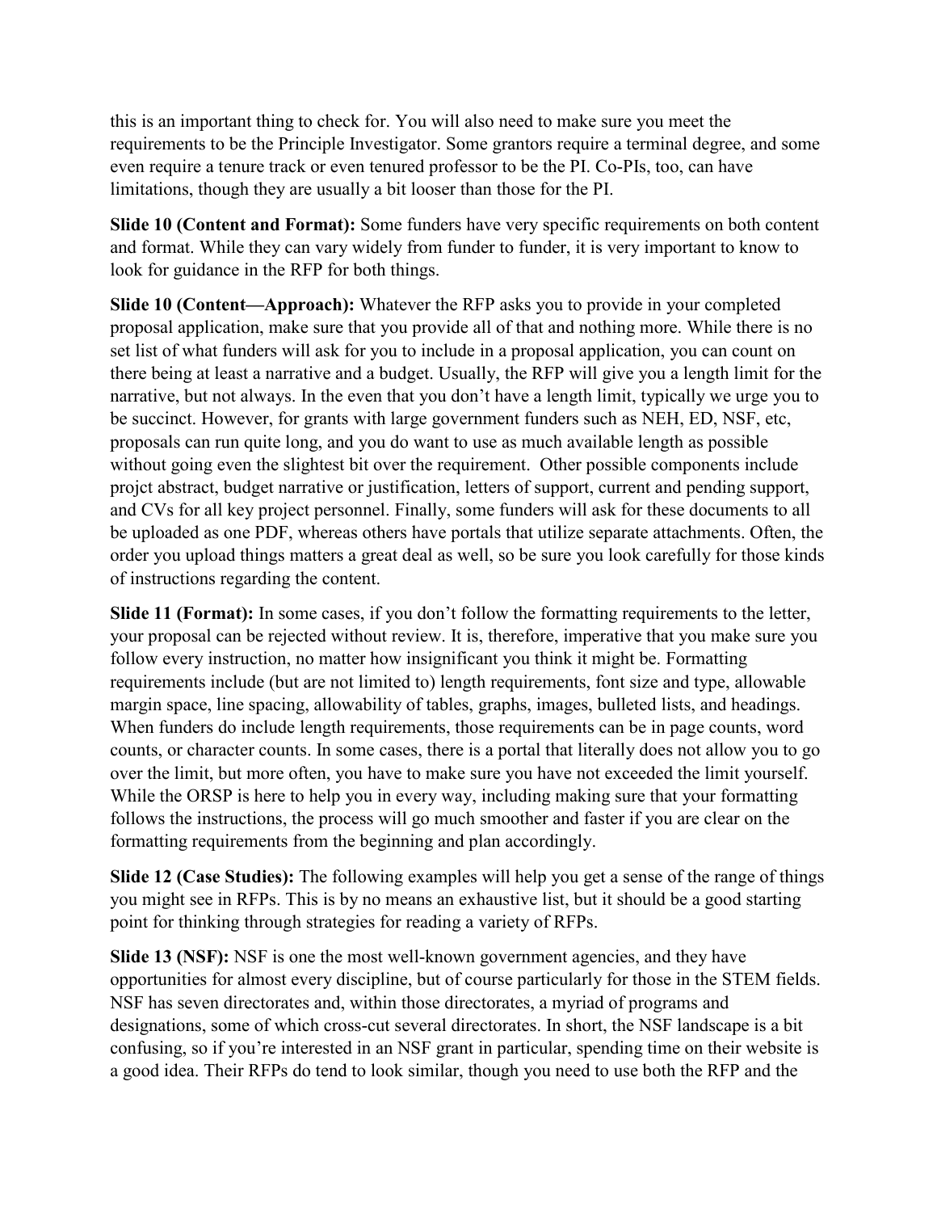this is an important thing to check for. You will also need to make sure you meet the requirements to be the Principle Investigator. Some grantors require a terminal degree, and some even require a tenure track or even tenured professor to be the PI. Co-PIs, too, can have limitations, though they are usually a bit looser than those for the PI.

**Slide 10 (Content and Format):** Some funders have very specific requirements on both content and format. While they can vary widely from funder to funder, it is very important to know to look for guidance in the RFP for both things.

**Slide 10 (Content—Approach):** Whatever the RFP asks you to provide in your completed proposal application, make sure that you provide all of that and nothing more. While there is no set list of what funders will ask for you to include in a proposal application, you can count on there being at least a narrative and a budget. Usually, the RFP will give you a length limit for the narrative, but not always. In the even that you don't have a length limit, typically we urge you to be succinct. However, for grants with large government funders such as NEH, ED, NSF, etc, proposals can run quite long, and you do want to use as much available length as possible without going even the slightest bit over the requirement.  Other possible components include projct abstract, budget narrative or justification, letters of support, current and pending support, and CVs for all key project personnel. Finally, some funders will ask for these documents to all be uploaded as one PDF, whereas others have portals that utilize separate attachments. Often, the order you upload things matters a great deal as well, so be sure you look carefully for those kinds of instructions regarding the content.

**Slide 11 (Format):** In some cases, if you don't follow the formatting requirements to the letter, your proposal can be rejected without review. It is, therefore, imperative that you make sure you follow every instruction, no matter how insignificant you think it might be. Formatting requirements include (but are not limited to) length requirements, font size and type, allowable margin space, line spacing, allowability of tables, graphs, images, bulleted lists, and headings. When funders do include length requirements, those requirements can be in page counts, word counts, or character counts. In some cases, there is a portal that literally does not allow you to go over the limit, but more often, you have to make sure you have not exceeded the limit yourself. While the ORSP is here to help you in every way, including making sure that your formatting follows the instructions, the process will go much smoother and faster if you are clear on the formatting requirements from the beginning and plan accordingly.

**Slide 12 (Case Studies):** The following examples will help you get a sense of the range of things you might see in RFPs. This is by no means an exhaustive list, but it should be a good starting point for thinking through strategies for reading a variety of RFPs.

**Slide 13 (NSF):** NSF is one the most well-known government agencies, and they have opportunities for almost every discipline, but of course particularly for those in the STEM fields. NSF has seven directorates and, within those directorates, a myriad of programs and designations, some of which cross-cut several directorates. In short, the NSF landscape is a bit confusing, so if you're interested in an NSF grant in particular, spending time on their website is a good idea. Their RFPs do tend to look similar, though you need to use both the RFP and the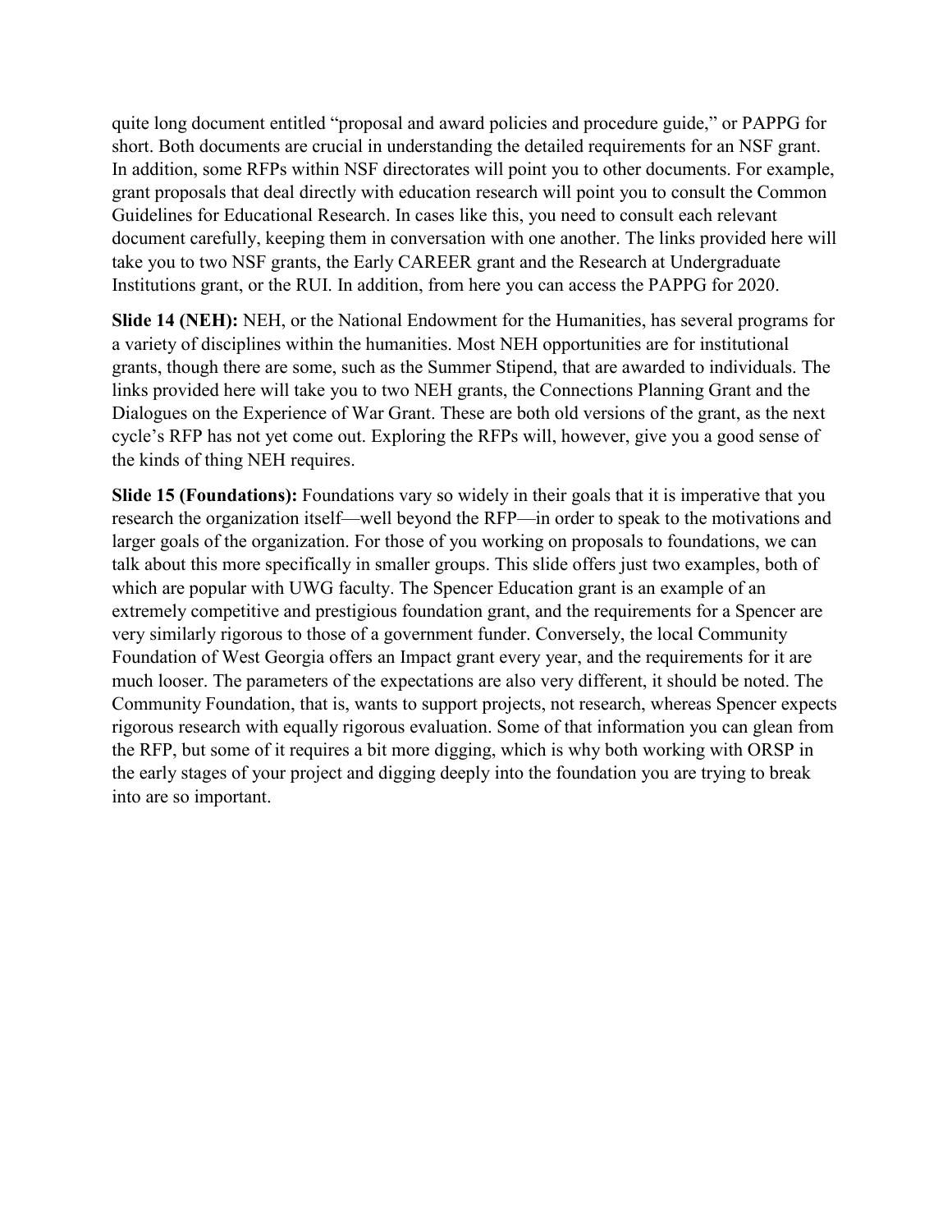quite long document entitled "proposal and award policies and procedure guide," or PAPPG for short. Both documents are crucial in understanding the detailed requirements for an NSF grant. In addition, some RFPs within NSF directorates will point you to other documents. For example, grant proposals that deal directly with education research will point you to consult the Common Guidelines for Educational Research. In cases like this, you need to consult each relevant document carefully, keeping them in conversation with one another. The links provided here will take you to two NSF grants, the Early CAREER grant and the Research at Undergraduate Institutions grant, or the RUI. In addition, from here you can access the PAPPG for 2020.

**Slide 14 (NEH):** NEH, or the National Endowment for the Humanities, has several programs for a variety of disciplines within the humanities. Most NEH opportunities are for institutional grants, though there are some, such as the Summer Stipend, that are awarded to individuals. The links provided here will take you to two NEH grants, the Connections Planning Grant and the Dialogues on the Experience of War Grant. These are both old versions of the grant, as the next cycle's RFP has not yet come out. Exploring the RFPs will, however, give you a good sense of the kinds of thing NEH requires.

**Slide 15 (Foundations):** Foundations vary so widely in their goals that it is imperative that you research the organization itself—well beyond the RFP—in order to speak to the motivations and larger goals of the organization. For those of you working on proposals to foundations, we can talk about this more specifically in smaller groups. This slide offers just two examples, both of which are popular with UWG faculty. The Spencer Education grant is an example of an extremely competitive and prestigious foundation grant, and the requirements for a Spencer are very similarly rigorous to those of a government funder. Conversely, the local Community Foundation of West Georgia offers an Impact grant every year, and the requirements for it are much looser. The parameters of the expectations are also very different, it should be noted. The Community Foundation, that is, wants to support projects, not research, whereas Spencer expects rigorous research with equally rigorous evaluation. Some of that information you can glean from the RFP, but some of it requires a bit more digging, which is why both working with ORSP in the early stages of your project and digging deeply into the foundation you are trying to break into are so important.